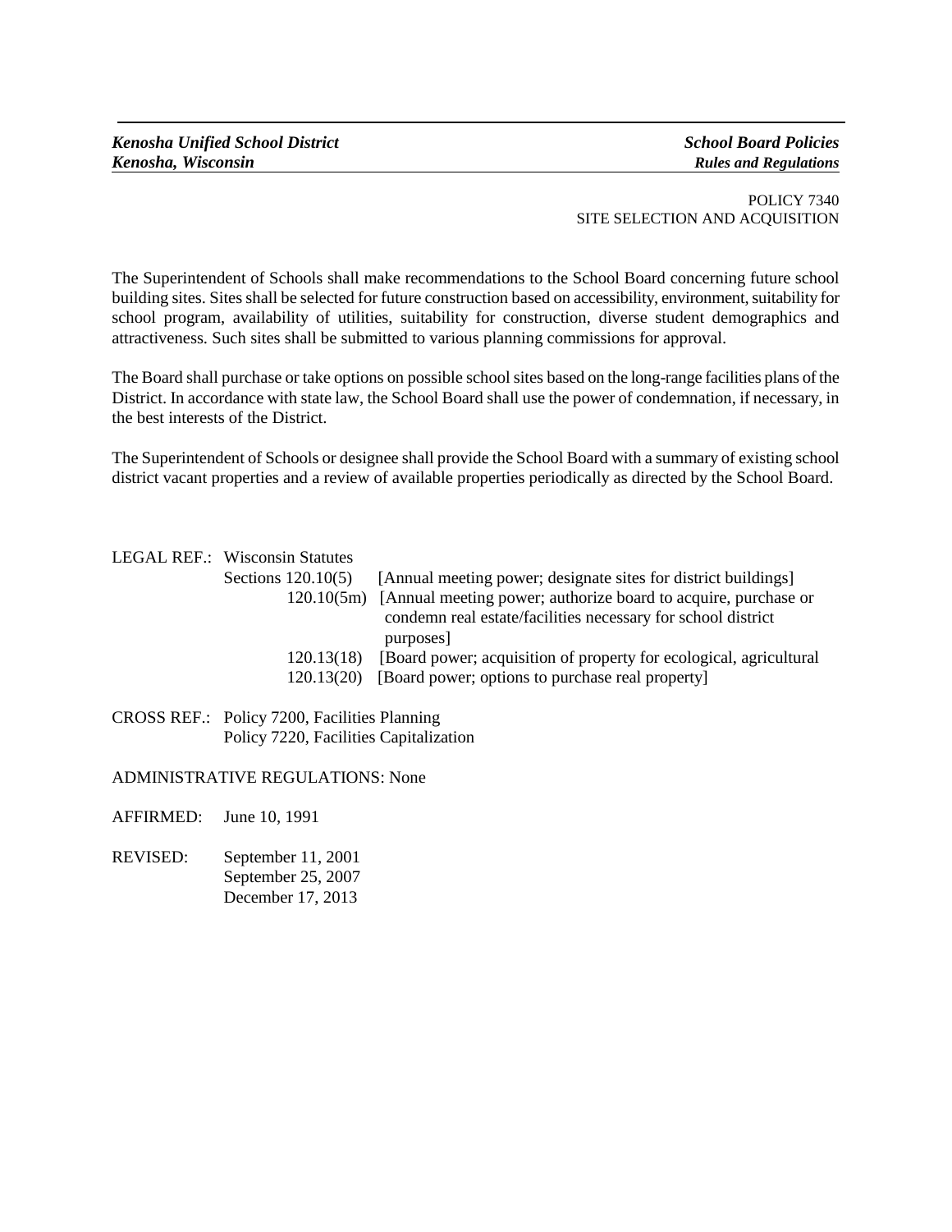***Kenosha Unified School District*** &nbsp;&nbsp;&nbsp;&nbsp;&nbsp;&nbsp;&nbsp;&nbsp;&nbsp;&nbsp;&nbsp;&nbsp;&nbsp;&nbsp;&nbsp;&nbsp;&nbsp;&nbsp;&nbsp;&nbsp;&nbsp;&nbsp;&nbsp;&nbsp;&nbsp;&nbsp;&nbsp;&nbsp; ***School Board Policies***
***Kenosha, Wisconsin*** &nbsp;&nbsp;&nbsp;&nbsp;&nbsp;&nbsp;&nbsp;&nbsp;&nbsp;&nbsp;&nbsp;&nbsp;&nbsp;&nbsp;&nbsp;&nbsp;&nbsp;&nbsp;&nbsp;&nbsp;&nbsp;&nbsp;&nbsp;&nbsp;&nbsp;&nbsp;&nbsp;&nbsp;&nbsp;&nbsp;&nbsp;&nbsp;&nbsp;&nbsp;&nbsp;&nbsp;&nbsp;&nbsp;&nbsp;&nbsp;&nbsp;&nbsp;&nbsp;&nbsp; ***Rules and Regulations***

POLICY 7340
SITE SELECTION AND ACQUISITION

The Superintendent of Schools shall make recommendations to the School Board concerning future school building sites. Sites shall be selected for future construction based on accessibility, environment, suitability for school program, availability of utilities, suitability for construction, diverse student demographics and attractiveness. Such sites shall be submitted to various planning commissions for approval.

The Board shall purchase or take options on possible school sites based on the long-range facilities plans of the District. In accordance with state law, the School Board shall use the power of condemnation, if necessary, in the best interests of the District.

The Superintendent of Schools or designee shall provide the School Board with a summary of existing school district vacant properties and a review of available properties periodically as directed by the School Board.

LEGAL REF.: Wisconsin Statutes
Sections 120.10(5) [Annual meeting power; designate sites for district buildings]
120.10(5m) [Annual meeting power; authorize board to acquire, purchase or condemn real estate/facilities necessary for school district purposes]
120.13(18) [Board power; acquisition of property for ecological, agricultural
120.13(20) [Board power; options to purchase real property]

CROSS REF.: Policy 7200, Facilities Planning
Policy 7220, Facilities Capitalization

ADMINISTRATIVE REGULATIONS: None

AFFIRMED: June 10, 1991

REVISED: September 11, 2001
September 25, 2007
December 17, 2013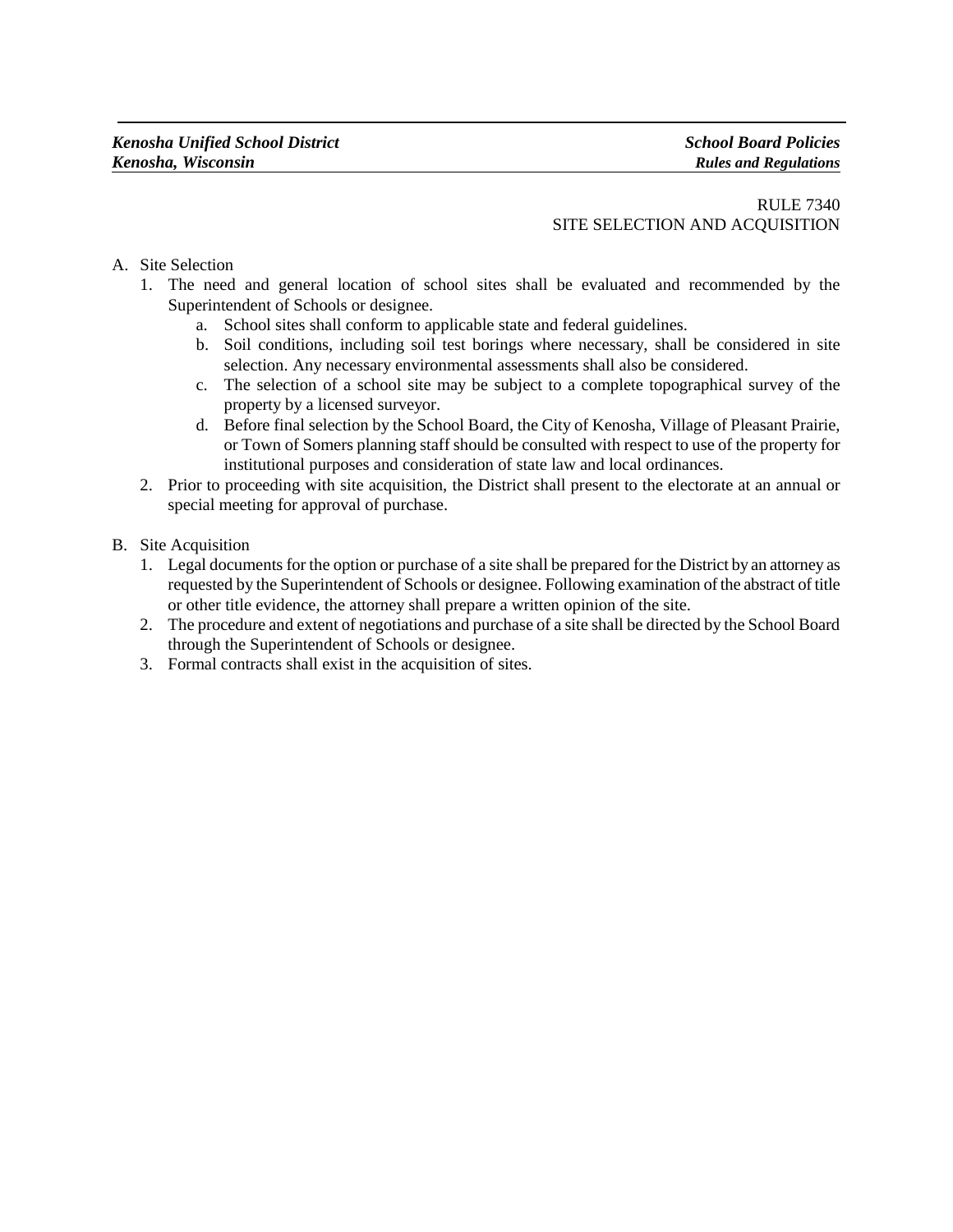RULE 7340
SITE SELECTION AND ACQUISITION

A. Site Selection
   1. The need and general location of school sites shall be evaluated and recommended by the Superintendent of Schools or designee.
      a. School sites shall conform to applicable state and federal guidelines.
      b. Soil conditions, including soil test borings where necessary, shall be considered in site selection. Any necessary environmental assessments shall also be considered.
      c. The selection of a school site may be subject to a complete topographical survey of the property by a licensed surveyor.
      d. Before final selection by the School Board, the City of Kenosha, Village of Pleasant Prairie, or Town of Somers planning staff should be consulted with respect to use of the property for institutional purposes and consideration of state law and local ordinances.
   2. Prior to proceeding with site acquisition, the District shall present to the electorate at an annual or special meeting for approval of purchase.

B. Site Acquisition
   1. Legal documents for the option or purchase of a site shall be prepared for the District by an attorney as requested by the Superintendent of Schools or designee. Following examination of the abstract of title or other title evidence, the attorney shall prepare a written opinion of the site.
   2. The procedure and extent of negotiations and purchase of a site shall be directed by the School Board through the Superintendent of Schools or designee.
   3. Formal contracts shall exist in the acquisition of sites.